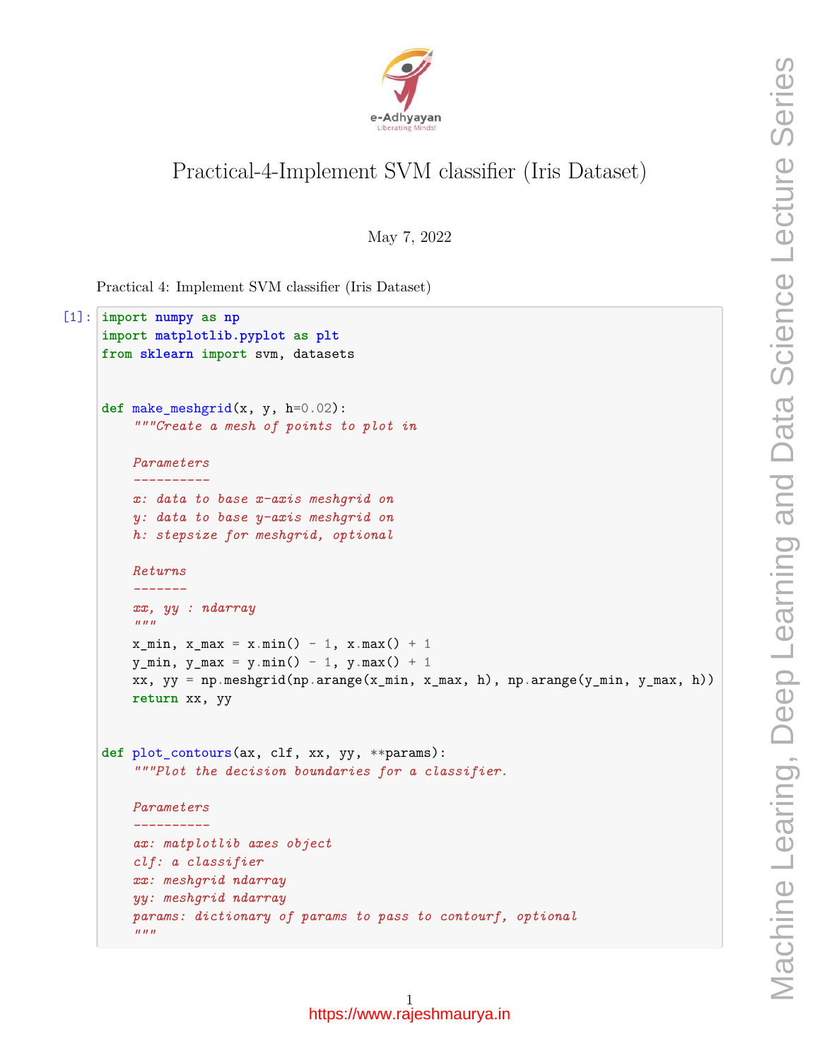# Practical-4-Implement SVM classifier (Iris Dataset)

May 7, 2022

Practical 4: Implement SVM classifier (Iris Dataset)

[1]:
```python
import numpy as np
import matplotlib.pyplot as plt
from sklearn import svm, datasets


def make_meshgrid(x, y, h=0.02):
    """Create a mesh of points to plot in

    Parameters
    ----------
    x: data to base x-axis meshgrid on
    y: data to base y-axis meshgrid on
    h: stepsize for meshgrid, optional

    Returns
    -------
    xx, yy : ndarray
    """
    x_min, x_max = x.min() - 1, x.max() + 1
    y_min, y_max = y.min() - 1, y.max() + 1
    xx, yy = np.meshgrid(np.arange(x_min, x_max, h), np.arange(y_min, y_max, h))
    return xx, yy


def plot_contours(ax, clf, xx, yy, **params):
    """Plot the decision boundaries for a classifier.

    Parameters
    ----------
    ax: matplotlib axes object
    clf: a classifier
    xx: meshgrid ndarray
    yy: meshgrid ndarray
    params: dictionary of params to pass to contourf, optional
    """
```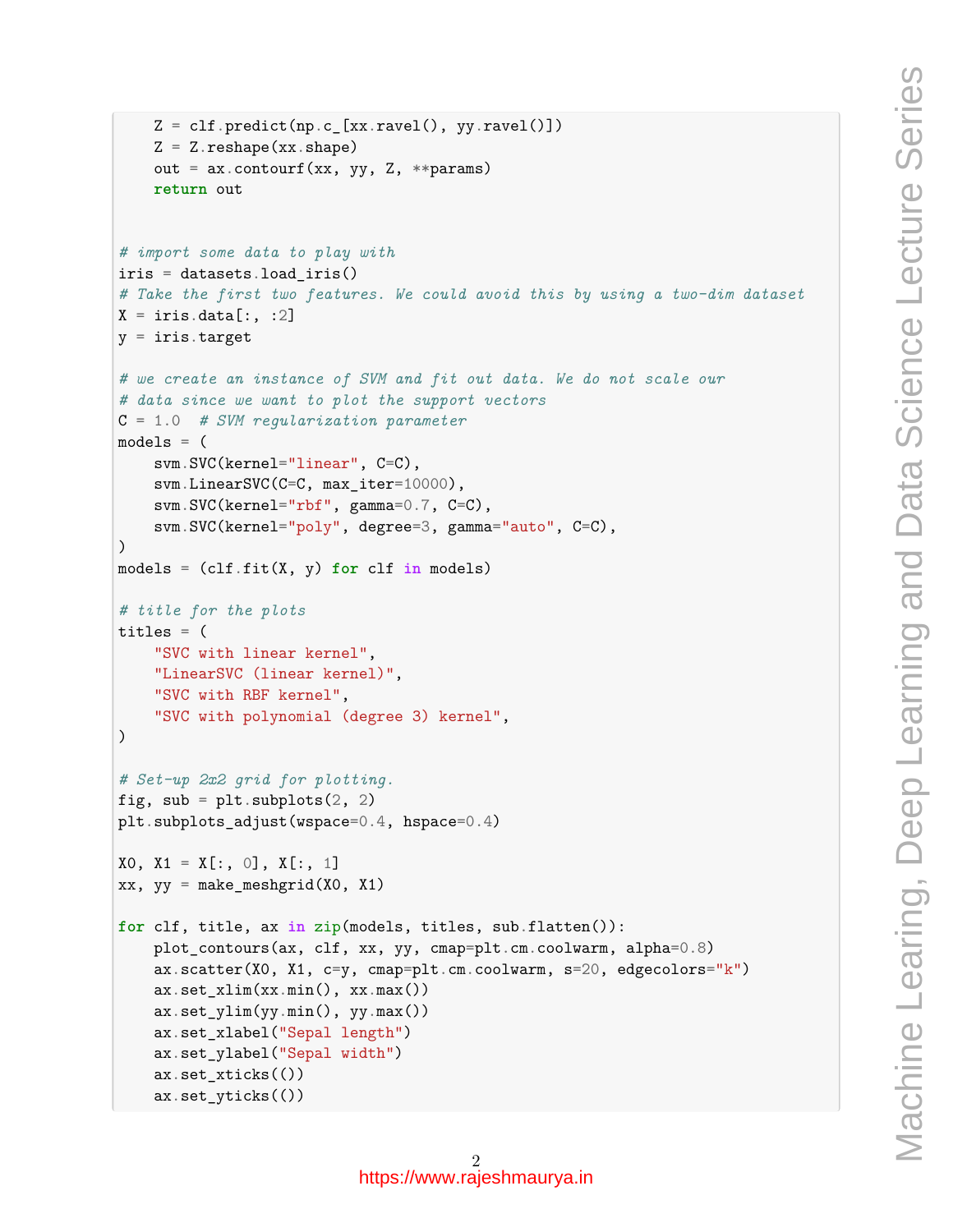```python
    Z = clf.predict(np.c_[xx.ravel(), yy.ravel()])
    Z = Z.reshape(xx.shape)
    out = ax.contourf(xx, yy, Z, **params)
    return out


# import some data to play with
iris = datasets.load_iris()
# Take the first two features. We could avoid this by using a two-dim dataset
X = iris.data[:, :2]
y = iris.target

# we create an instance of SVM and fit out data. We do not scale our
# data since we want to plot the support vectors
C = 1.0  # SVM regularization parameter
models = (
    svm.SVC(kernel="linear", C=C),
    svm.LinearSVC(C=C, max_iter=10000),
    svm.SVC(kernel="rbf", gamma=0.7, C=C),
    svm.SVC(kernel="poly", degree=3, gamma="auto", C=C),
)
models = (clf.fit(X, y) for clf in models)

# title for the plots
titles = (
    "SVC with linear kernel",
    "LinearSVC (linear kernel)",
    "SVC with RBF kernel",
    "SVC with polynomial (degree 3) kernel",
)

# Set-up 2x2 grid for plotting.
fig, sub = plt.subplots(2, 2)
plt.subplots_adjust(wspace=0.4, hspace=0.4)

X0, X1 = X[:, 0], X[:, 1]
xx, yy = make_meshgrid(X0, X1)

for clf, title, ax in zip(models, titles, sub.flatten()):
    plot_contours(ax, clf, xx, yy, cmap=plt.cm.coolwarm, alpha=0.8)
    ax.scatter(X0, X1, c=y, cmap=plt.cm.coolwarm, s=20, edgecolors="k")
    ax.set_xlim(xx.min(), xx.max())
    ax.set_ylim(yy.min(), yy.max())
    ax.set_xlabel("Sepal length")
    ax.set_ylabel("Sepal width")
    ax.set_xticks(())
    ax.set_yticks(())
```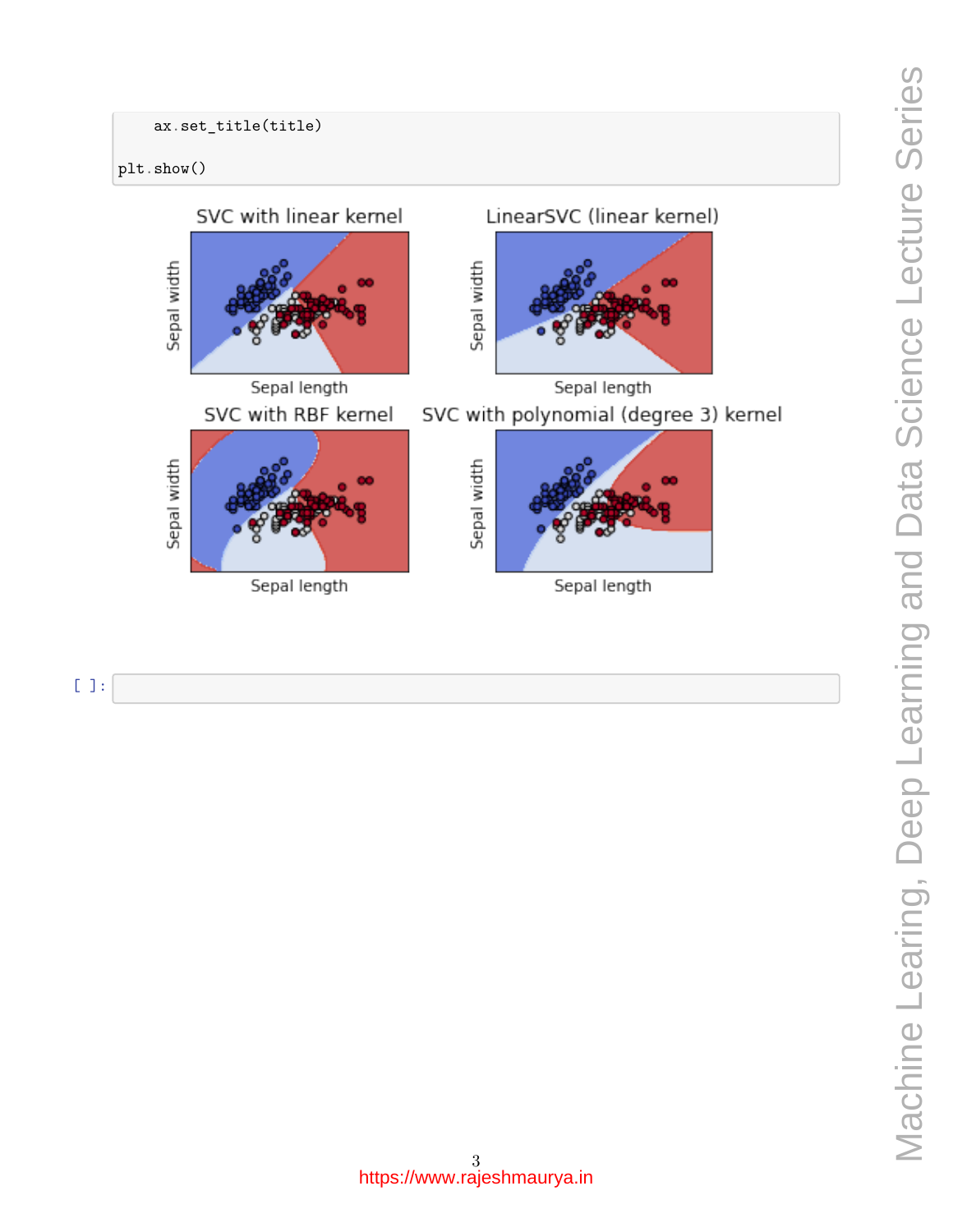```
    ax.set_title(title)

plt.show()
```

SVC with linear kernel

Sepal width

Sepal length

LinearSVC (linear kernel)

Sepal width

Sepal length

SVC with RBF kernel

Sepal width

Sepal length

SVC with polynomial (degree 3) kernel

Sepal width

Sepal length

```
[ ]:
```